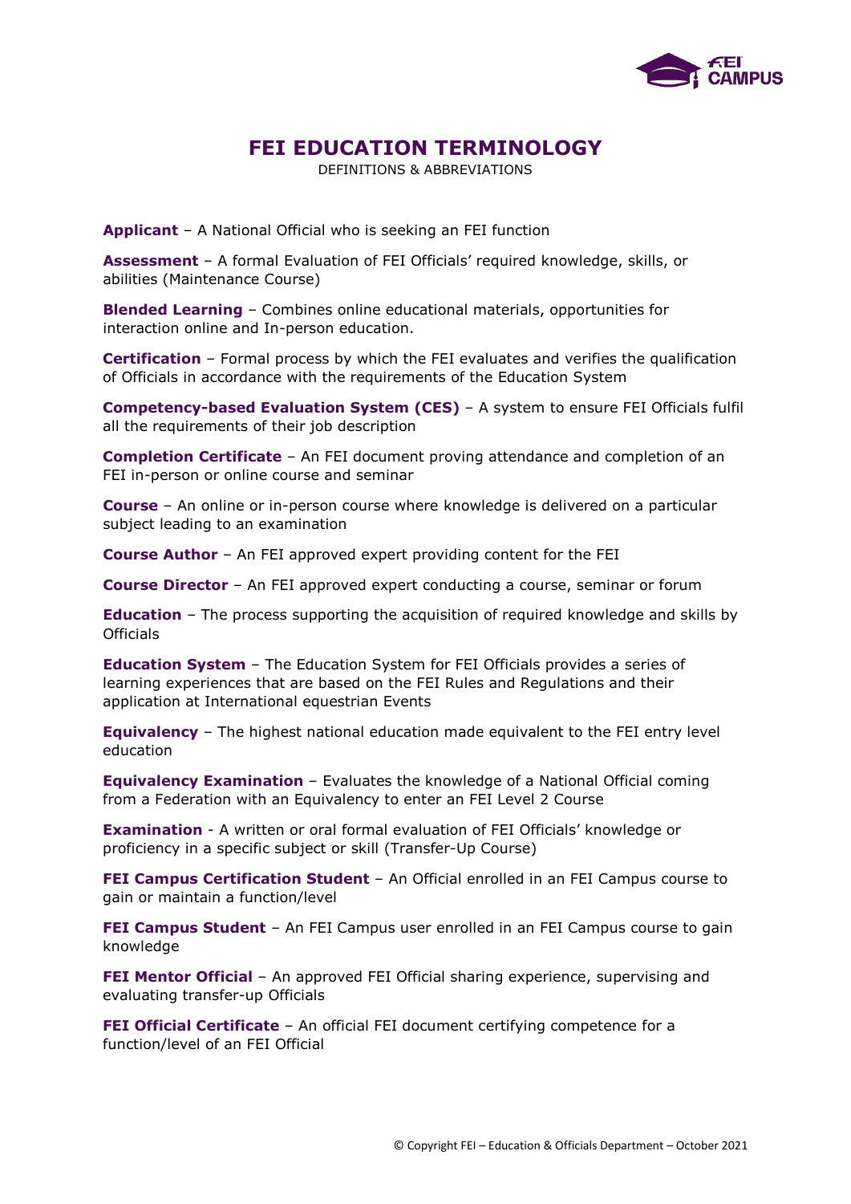# FEI EDUCATION TERMINOLOGY

DEFINITIONS & ABBREVIATIONS

**Applicant** – A National Official who is seeking an FEI function

**Assessment** – A formal Evaluation of FEI Officials' required knowledge, skills, or abilities (Maintenance Course)

**Blended Learning** – Combines online educational materials, opportunities for interaction online and In-person education.

**Certification** – Formal process by which the FEI evaluates and verifies the qualification of Officials in accordance with the requirements of the Education System

**Competency-based Evaluation System (CES)** – A system to ensure FEI Officials fulfil all the requirements of their job description

**Completion Certificate** – An FEI document proving attendance and completion of an FEI in-person or online course and seminar

**Course** – An online or in-person course where knowledge is delivered on a particular subject leading to an examination

**Course Author** – An FEI approved expert providing content for the FEI

**Course Director** – An FEI approved expert conducting a course, seminar or forum

**Education** – The process supporting the acquisition of required knowledge and skills by Officials

**Education System** – The Education System for FEI Officials provides a series of learning experiences that are based on the FEI Rules and Regulations and their application at International equestrian Events

**Equivalency** – The highest national education made equivalent to the FEI entry level education

**Equivalency Examination** – Evaluates the knowledge of a National Official coming from a Federation with an Equivalency to enter an FEI Level 2 Course

**Examination** - A written or oral formal evaluation of FEI Officials' knowledge or proficiency in a specific subject or skill (Transfer-Up Course)

**FEI Campus Certification Student** – An Official enrolled in an FEI Campus course to gain or maintain a function/level

**FEI Campus Student** – An FEI Campus user enrolled in an FEI Campus course to gain knowledge

**FEI Mentor Official** – An approved FEI Official sharing experience, supervising and evaluating transfer-up Officials

**FEI Official Certificate** – An official FEI document certifying competence for a function/level of an FEI Official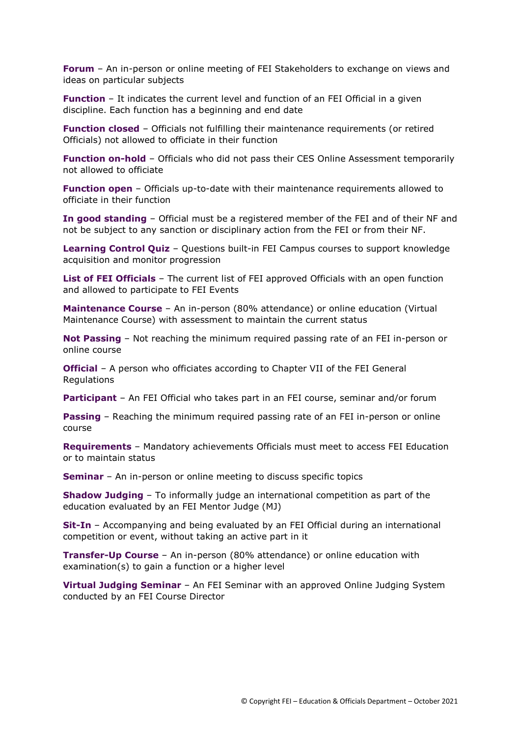**Forum** – An in-person or online meeting of FEI Stakeholders to exchange on views and ideas on particular subjects

**Function** – It indicates the current level and function of an FEI Official in a given discipline. Each function has a beginning and end date

**Function closed** – Officials not fulfilling their maintenance requirements (or retired Officials) not allowed to officiate in their function

**Function on-hold** – Officials who did not pass their CES Online Assessment temporarily not allowed to officiate

**Function open** – Officials up-to-date with their maintenance requirements allowed to officiate in their function

**In good standing** – Official must be a registered member of the FEI and of their NF and not be subject to any sanction or disciplinary action from the FEI or from their NF.

**Learning Control Quiz** – Questions built-in FEI Campus courses to support knowledge acquisition and monitor progression

**List of FEI Officials** – The current list of FEI approved Officials with an open function and allowed to participate to FEI Events

**Maintenance Course** – An in-person (80% attendance) or online education (Virtual Maintenance Course) with assessment to maintain the current status

**Not Passing** – Not reaching the minimum required passing rate of an FEI in-person or online course

**Official** – A person who officiates according to Chapter VII of the FEI General Regulations

**Participant** – An FEI Official who takes part in an FEI course, seminar and/or forum

**Passing** – Reaching the minimum required passing rate of an FEI in-person or online course

**Requirements** – Mandatory achievements Officials must meet to access FEI Education or to maintain status

**Seminar** – An in-person or online meeting to discuss specific topics

**Shadow Judging** – To informally judge an international competition as part of the education evaluated by an FEI Mentor Judge (MJ)

**Sit-In** – Accompanying and being evaluated by an FEI Official during an international competition or event, without taking an active part in it

**Transfer-Up Course** – An in-person (80% attendance) or online education with examination(s) to gain a function or a higher level

**Virtual Judging Seminar** – An FEI Seminar with an approved Online Judging System conducted by an FEI Course Director

© Copyright FEI – Education & Officials Department – October 2021